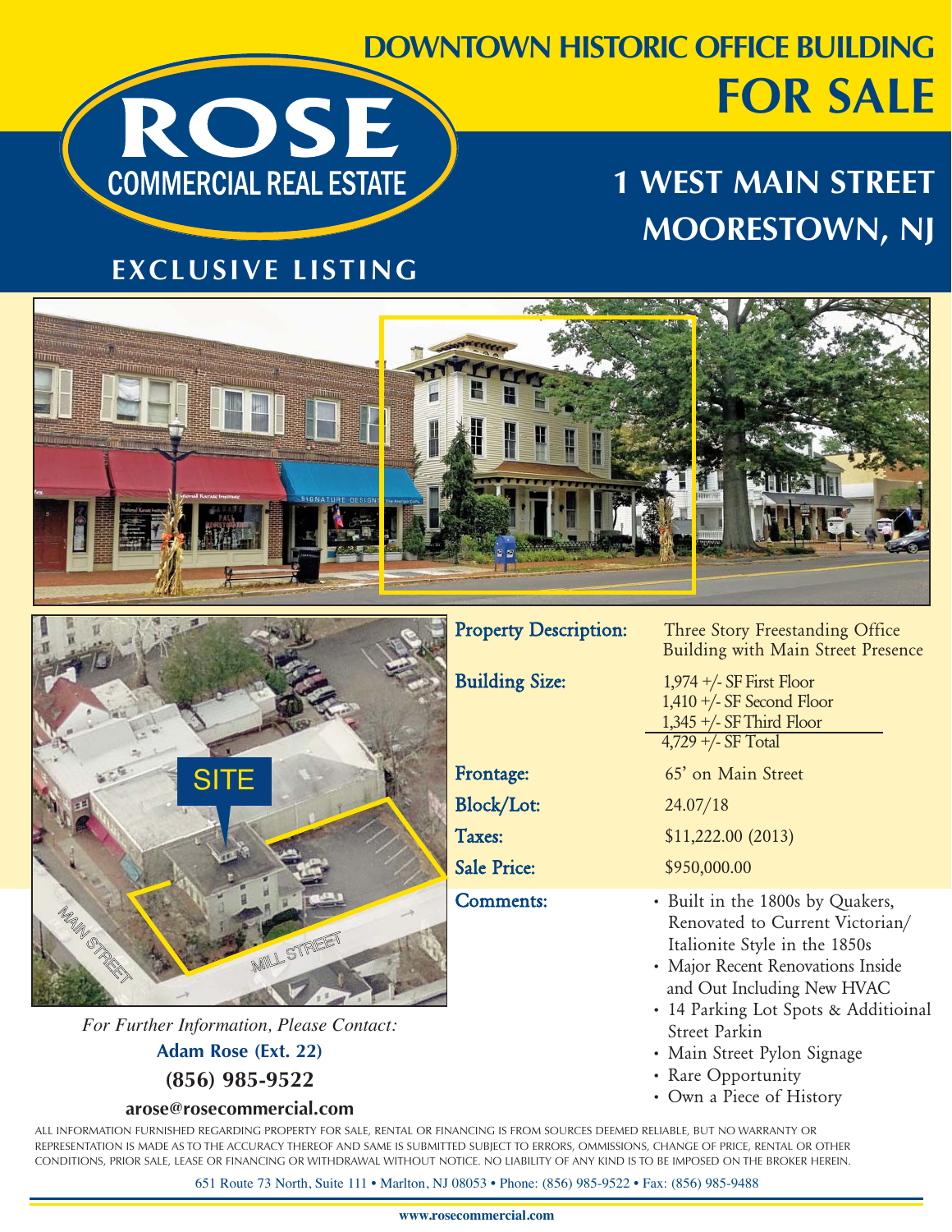# DOWNTOWN HISTORIC OFFICE BUILDING

# FOR SALE

**ROSE**
**COMMERCIAL REAL ESTATE**

## 1 WEST MAIN STREET
## MOORESTOWN, NJ

**EXCLUSIVE LISTING**

SITE

MAIN STREET

MILL STREET

| | |
|---|---|
| **Property Description:** | Three Story Freestanding Office Building with Main Street Presence |
| **Building Size:** | 1,974 +/- SF First Floor<br>1,410 +/- SF Second Floor<br>1,345 +/- SF Third Floor<br>4,729 +/- SF Total |
| **Frontage:** | 65' on Main Street |
| **Block/Lot:** | 24.07/18 |
| **Taxes:** | $11,222.00 (2013) |
| **Sale Price:** | $950,000.00 |

**Comments:**

- Built in the 1800s by Quakers, Renovated to Current Victorian/ Italionite Style in the 1850s
- Major Recent Renovations Inside and Out Including New HVAC
- 14 Parking Lot Spots & Additioinal Street Parkin
- Main Street Pylon Signage
- Rare Opportunity
- Own a Piece of History

*For Further Information, Please Contact:*

**Adam Rose (Ext. 22)**

**(856) 985-9522**

**arose@rosecommercial.com**

ALL INFORMATION FURNISHED REGARDING PROPERTY FOR SALE, RENTAL OR FINANCING IS FROM SOURCES DEEMED RELIABLE, BUT NO WARRANTY OR REPRESENTATION IS MADE AS TO THE ACCURACY THEREOF AND SAME IS SUBMITTED SUBJECT TO ERRORS, OMMISSIONS, CHANGE OF PRICE, RENTAL OR OTHER CONDITIONS, PRIOR SALE, LEASE OR FINANCING OR WITHDRAWAL WITHOUT NOTICE. NO LIABILITY OF ANY KIND IS TO BE IMPOSED ON THE BROKER HEREIN.

651 Route 73 North, Suite 111 • Marlton, NJ 08053 • Phone: (856) 985-9522 • Fax: (856) 985-9488

**www.rosecommercial.com**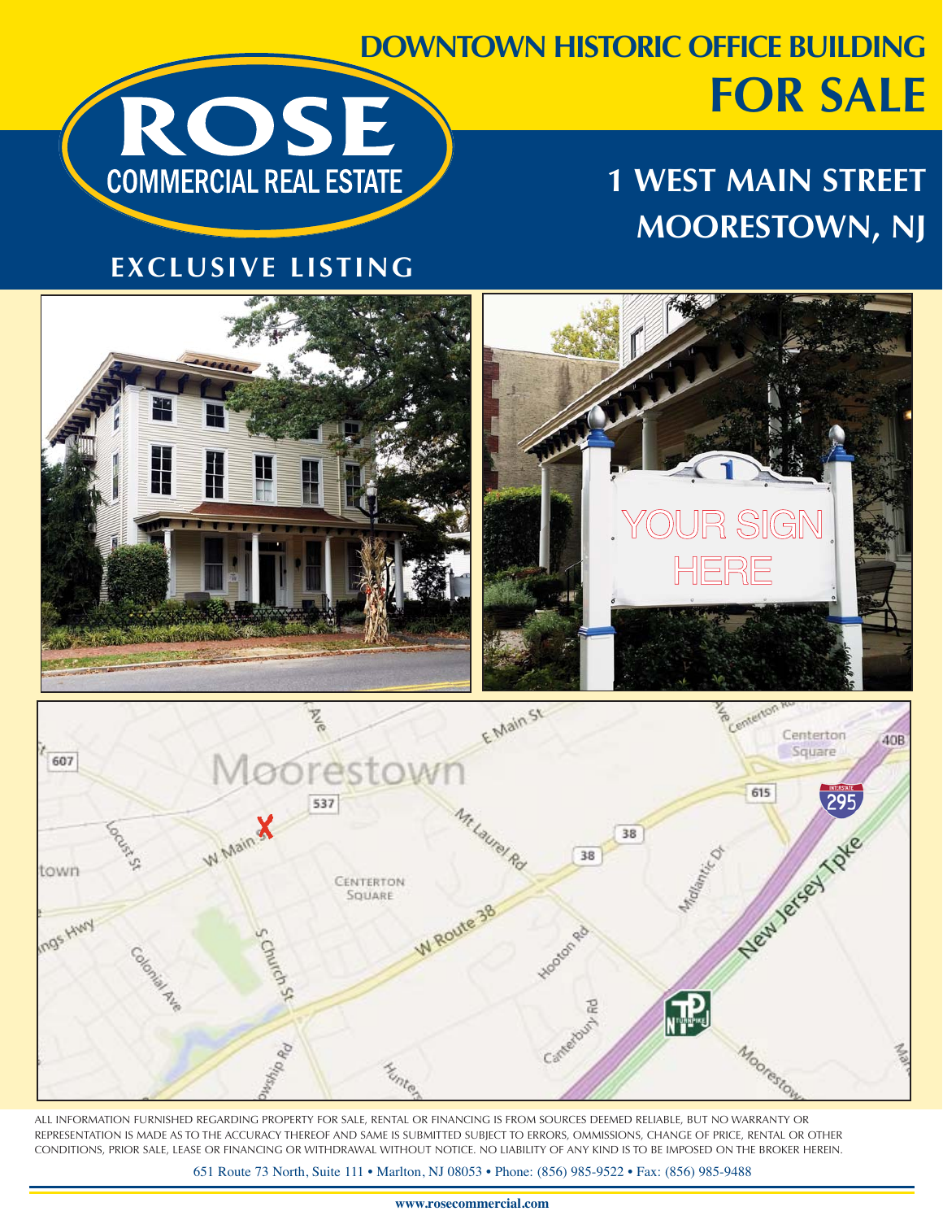# DOWNTOWN HISTORIC OFFICE BUILDING

# FOR SALE

**ROSE**
**COMMERCIAL REAL ESTATE**

## 1 WEST MAIN STREET
## MOORESTOWN, NJ

**EXCLUSIVE LISTING**

ALL INFORMATION FURNISHED REGARDING PROPERTY FOR SALE, RENTAL OR FINANCING IS FROM SOURCES DEEMED RELIABLE, BUT NO WARRANTY OR REPRESENTATION IS MADE AS TO THE ACCURACY THEREOF AND SAME IS SUBMITTED SUBJECT TO ERRORS, OMMISSIONS, CHANGE OF PRICE, RENTAL OR OTHER CONDITIONS, PRIOR SALE, LEASE OR FINANCING OR WITHDRAWAL WITHOUT NOTICE. NO LIABILITY OF ANY KIND IS TO BE IMPOSED ON THE BROKER HEREIN.

651 Route 73 North, Suite 111 • Marlton, NJ 08053 • Phone: (856) 985-9522 • Fax: (856) 985-9488

**www.rosecommercial.com**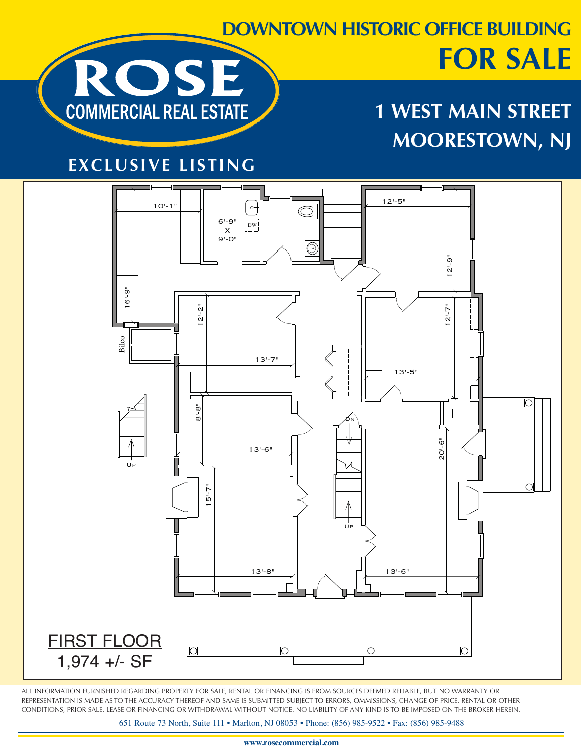# DOWNTOWN HISTORIC OFFICE BUILDING

# FOR SALE

**ROSE**
**COMMERCIAL REAL ESTATE**

**EXCLUSIVE LISTING**

## 1 WEST MAIN STREET
## MOORESTOWN, NJ

10'-1"

6'-9" x 9'-0"

DW

12'-5"

12'-9"

16'-9"

12'-2"

12'-7"

Bilco

13'-7"

13'-5"

8'-8"

DN

UP

13'-6"

20'-6"

15'-7"

UP

13'-8"

13'-6"

FIRST FLOOR
1,974 +/- SF

ALL INFORMATION FURNISHED REGARDING PROPERTY FOR SALE, RENTAL OR FINANCING IS FROM SOURCES DEEMED RELIABLE, BUT NO WARRANTY OR REPRESENTATION IS MADE AS TO THE ACCURACY THEREOF AND SAME IS SUBMITTED SUBJECT TO ERRORS, OMMISSIONS, CHANGE OF PRICE, RENTAL OR OTHER CONDITIONS, PRIOR SALE, LEASE OR FINANCING OR WITHDRAWAL WITHOUT NOTICE. NO LIABILITY OF ANY KIND IS TO BE IMPOSED ON THE BROKER HEREIN.

651 Route 73 North, Suite 111 • Marlton, NJ 08053 • Phone: (856) 985-9522 • Fax: (856) 985-9488

**www.rosecommercial.com**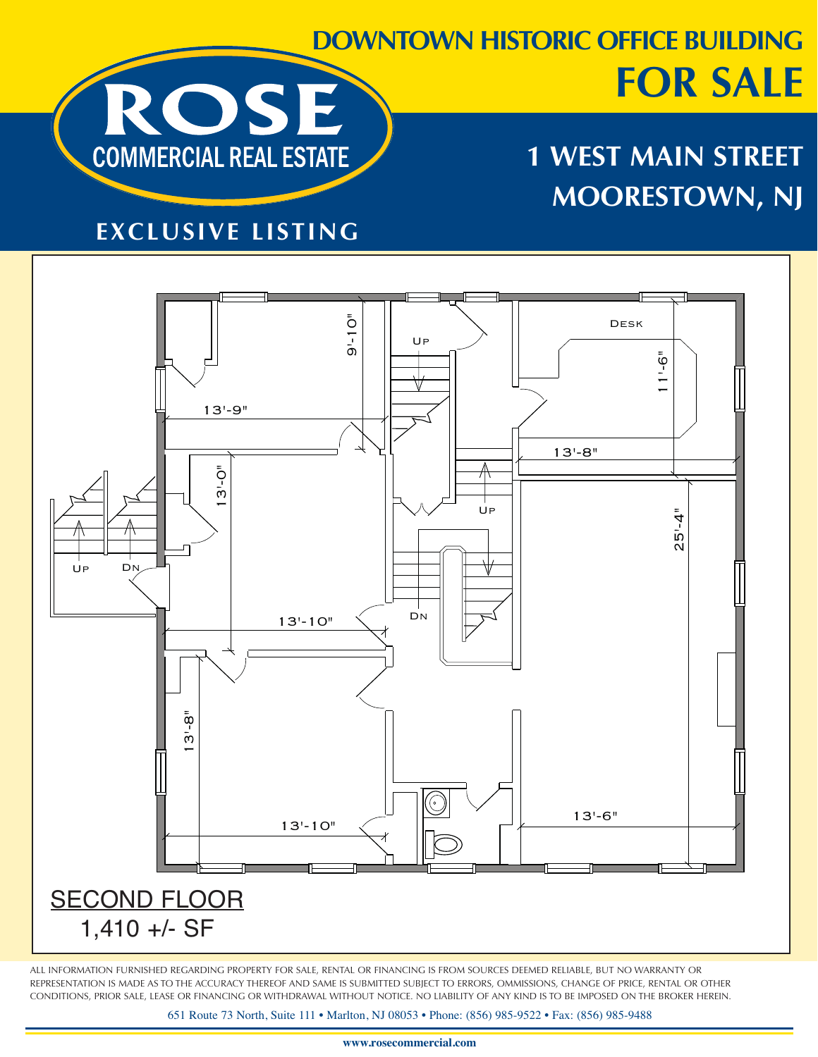# DOWNTOWN HISTORIC OFFICE BUILDING
# FOR SALE

ROSE COMMERCIAL REAL ESTATE

## 1 WEST MAIN STREET
## MOORESTOWN, NJ

EXCLUSIVE LISTING

DESK

UP

UP

UP

DN

DN

9'-10"

13'-9"

11'-6"

13'-8"

13'-0"

25'-4"

13'-10"

13'-8"

13'-10"

13'-6"

SECOND FLOOR
1,410 +/- SF

ALL INFORMATION FURNISHED REGARDING PROPERTY FOR SALE, RENTAL OR FINANCING IS FROM SOURCES DEEMED RELIABLE, BUT NO WARRANTY OR REPRESENTATION IS MADE AS TO THE ACCURACY THEREOF AND SAME IS SUBMITTED SUBJECT TO ERRORS, OMMISSIONS, CHANGE OF PRICE, RENTAL OR OTHER CONDITIONS, PRIOR SALE, LEASE OR FINANCING OR WITHDRAWAL WITHOUT NOTICE. NO LIABILITY OF ANY KIND IS TO BE IMPOSED ON THE BROKER HEREIN.

651 Route 73 North, Suite 111 • Marlton, NJ 08053 • Phone: (856) 985-9522 • Fax: (856) 985-9488

www.rosecommercial.com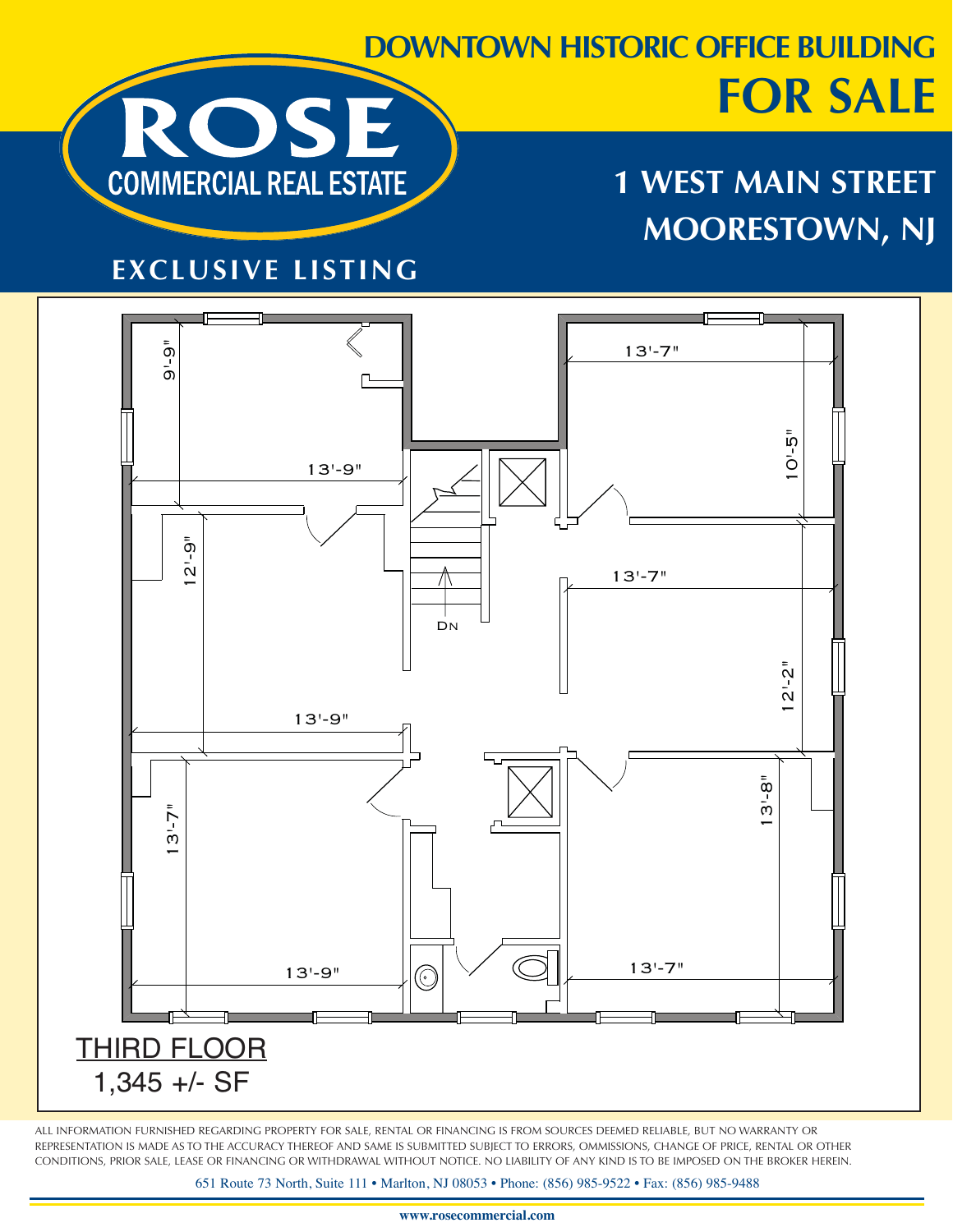# DOWNTOWN HISTORIC OFFICE BUILDING
# FOR SALE

ROSE COMMERCIAL REAL ESTATE

EXCLUSIVE LISTING

## 1 WEST MAIN STREET
## MOORESTOWN, NJ

9'-9"
13'-9"
12'-9"
13'-9"
13'-7"
13'-9"
13'-7"
10'-5"
13'-7"
12'-2"
13'-8"
13'-7"
DN

THIRD FLOOR
1,345 +/- SF

ALL INFORMATION FURNISHED REGARDING PROPERTY FOR SALE, RENTAL OR FINANCING IS FROM SOURCES DEEMED RELIABLE, BUT NO WARRANTY OR REPRESENTATION IS MADE AS TO THE ACCURACY THEREOF AND SAME IS SUBMITTED SUBJECT TO ERRORS, OMMISSIONS, CHANGE OF PRICE, RENTAL OR OTHER CONDITIONS, PRIOR SALE, LEASE OR FINANCING OR WITHDRAWAL WITHOUT NOTICE. NO LIABILITY OF ANY KIND IS TO BE IMPOSED ON THE BROKER HEREIN.

651 Route 73 North, Suite 111 • Marlton, NJ 08053 • Phone: (856) 985-9522 • Fax: (856) 985-9488

www.rosecommercial.com